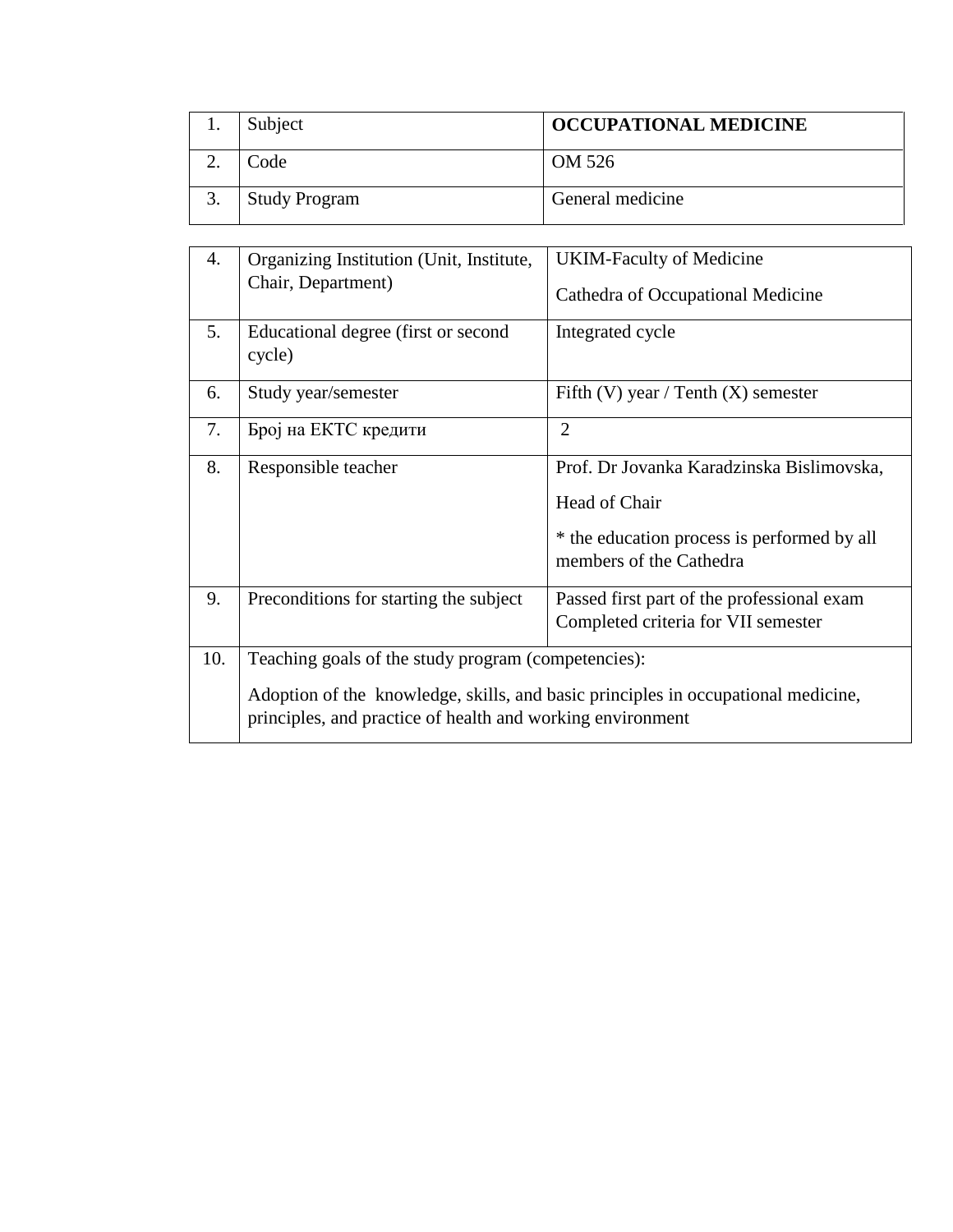| 1. | Subject | **OCCUPATIONAL MEDICINE** |
|---|---|---|
| 2. | Code | OM 526 |
| 3. | Study Program | General medicine |
| 4. | Organizing Institution (Unit, Institute, Chair, Department) | UKIM-Faculty of Medicine<br><br>Cathedra of Occupational Medicine |
| 5. | Educational degree (first or second cycle) | Integrated cycle |
| 6. | Study year/semester | Fifth (V) year / Tenth (X) semester |
| 7. | Број на ЕКТС кредити | 2 |
| 8. | Responsible teacher | Prof. Dr Jovanka Karadzinska Bislimovska,<br><br>Head of Chair<br><br>* the education process is performed by all members of the Cathedra |
| 9. | Preconditions for starting the subject | Passed first part of the professional exam Completed criteria for VII semester |
| 10. | Teaching goals of the study program (competencies):<br><br>Adoption of the knowledge, skills, and basic principles in occupational medicine, principles, and practice of health and working environment | |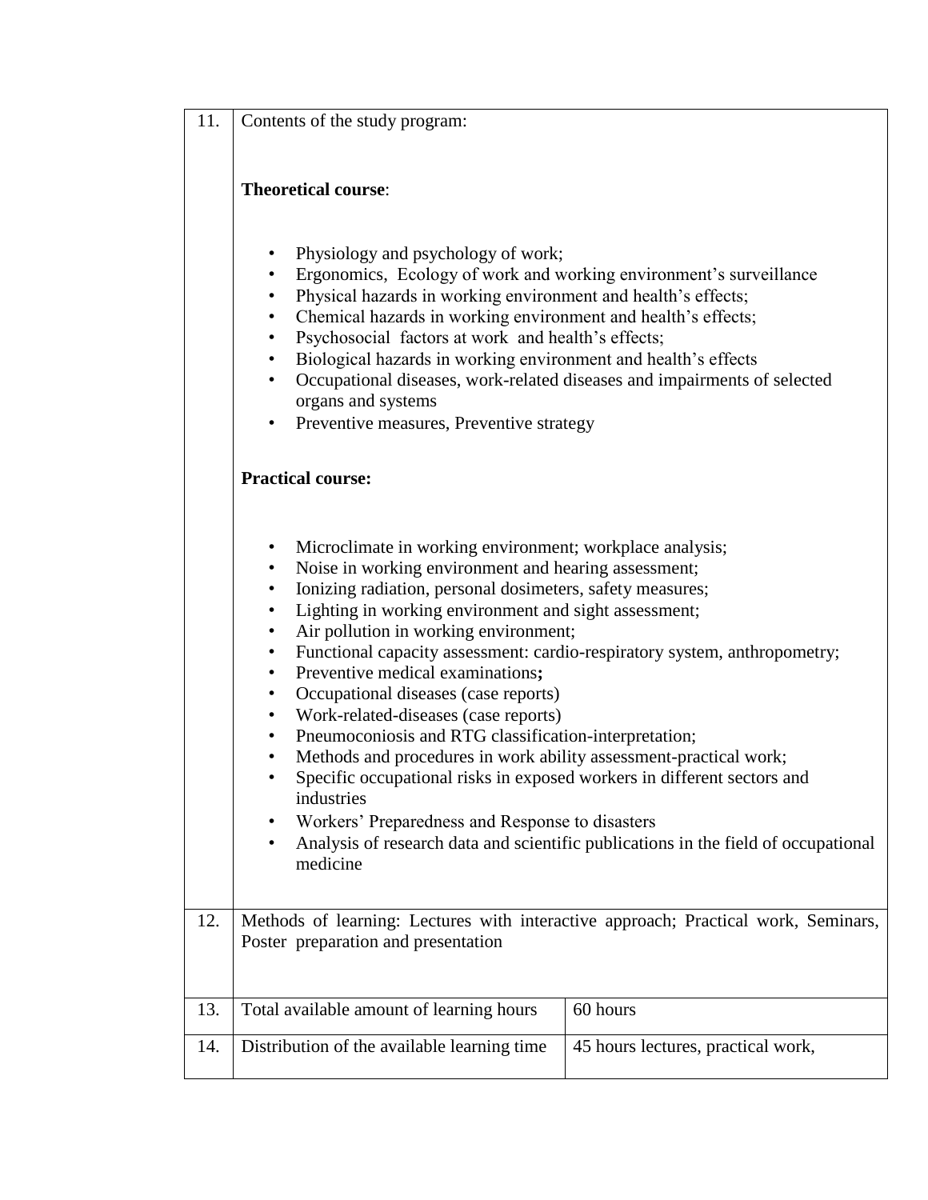| 11. | Contents of the study program:<br><br>**Theoretical course**:<br><br>• Physiology and psychology of work;<br>• Ergonomics, Ecology of work and working environment's surveillance<br>• Physical hazards in working environment and health's effects;<br>• Chemical hazards in working environment and health's effects;<br>• Psychosocial factors at work and health's effects;<br>• Biological hazards in working environment and health's effects<br>• Occupational diseases, work-related diseases and impairments of selected organs and systems<br>• Preventive measures, Preventive strategy<br><br>**Practical course:**<br><br>• Microclimate in working environment; workplace analysis;<br>• Noise in working environment and hearing assessment;<br>• Ionizing radiation, personal dosimeters, safety measures;<br>• Lighting in working environment and sight assessment;<br>• Air pollution in working environment;<br>• Functional capacity assessment: cardio-respiratory system, anthropometry;<br>• Preventive medical examinations**;**<br>• Occupational diseases (case reports)<br>• Work-related-diseases (case reports)<br>• Pneumoconiosis and RTG classification-interpretation;<br>• Methods and procedures in work ability assessment-practical work;<br>• Specific occupational risks in exposed workers in different sectors and industries<br>• Workers' Preparedness and Response to disasters<br>• Analysis of research data and scientific publications in the field of occupational medicine | |
|---|---|---|
| 12. | Methods of learning: Lectures with interactive approach; Practical work, Seminars, Poster preparation and presentation | |
| 13. | Total available amount of learning hours | 60 hours |
| 14. | Distribution of the available learning time | 45 hours lectures, practical work, |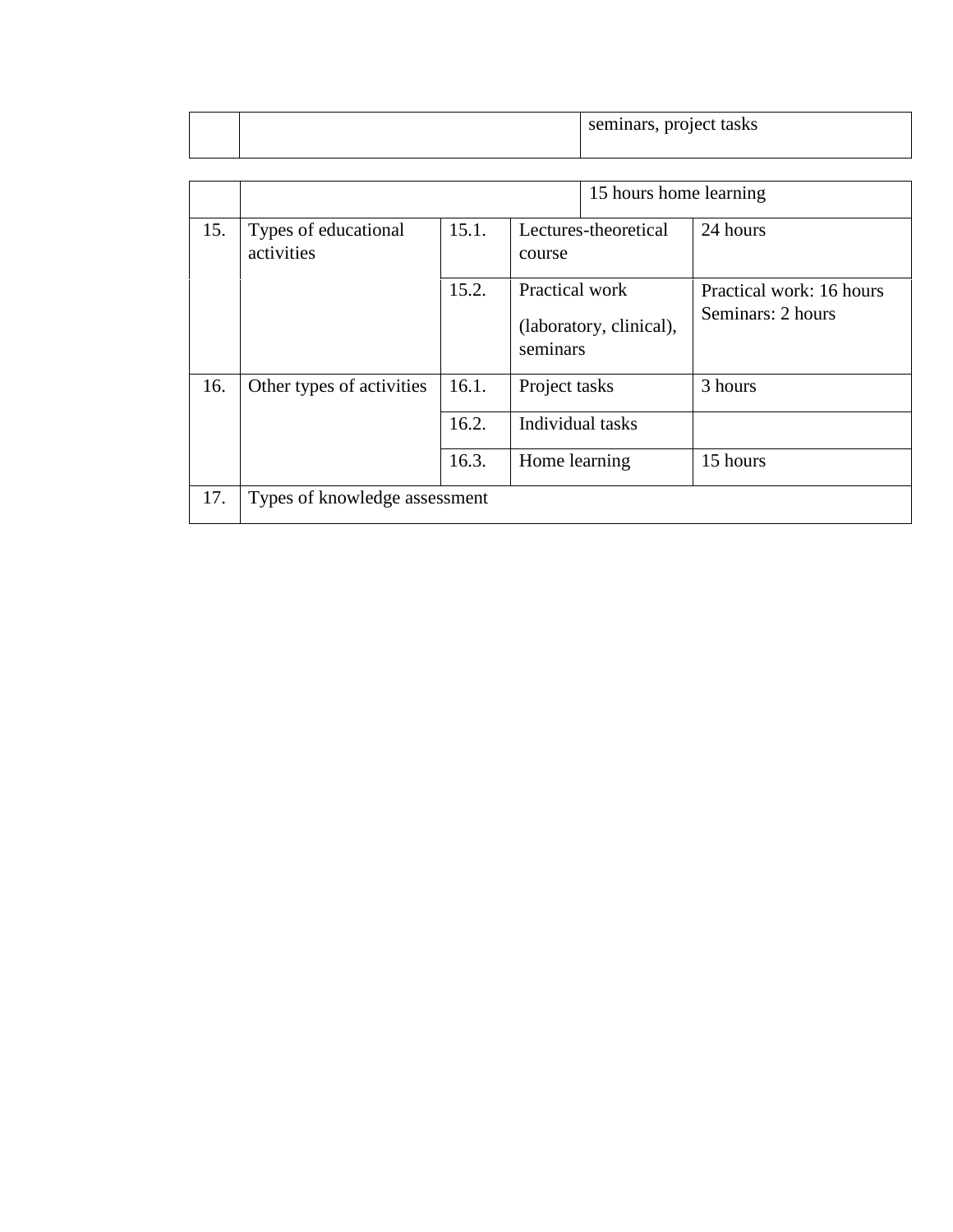| | | | | |
|---|---|---|---|---|
| | | | seminars, project tasks | |
| | | | 15 hours home learning | |
| 15. | Types of educational activities | 15.1. | Lectures-theoretical course | 24 hours |
| | | 15.2. | Practical work<br><br>(laboratory, clinical), seminars | Practical work: 16 hours<br>Seminars: 2 hours |
| 16. | Other types of activities | 16.1. | Project tasks | 3 hours |
| | | 16.2. | Individual tasks | |
| | | 16.3. | Home learning | 15 hours |
| 17. | Types of knowledge assessment | | | |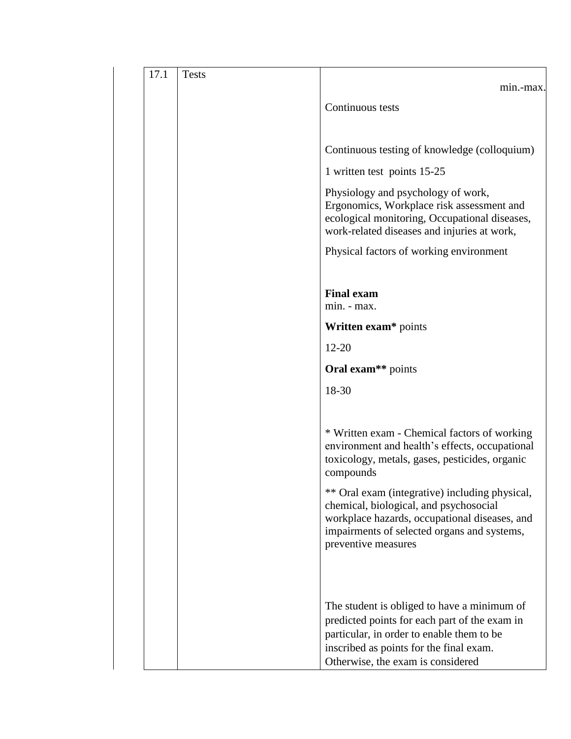| 17.1 | Tests | min.-max.<br><br>Continuous tests<br><br>Continuous testing of knowledge (colloquium)<br><br>1 written test points 15-25<br><br>Physiology and psychology of work, Ergonomics, Workplace risk assessment and ecological monitoring, Occupational diseases, work-related diseases and injuries at work,<br><br>Physical factors of working environment<br><br>**Final exam**<br>min. - max.<br><br>**Written exam*** points<br><br>12-20<br><br>**Oral exam**** points<br><br>18-30<br><br>* Written exam - Chemical factors of working environment and health's effects, occupational toxicology, metals, gases, pesticides, organic compounds<br><br>** Oral exam (integrative) including physical, chemical, biological, and psychosocial workplace hazards, occupational diseases, and impairments of selected organs and systems, preventive measures<br><br>The student is obliged to have a minimum of predicted points for each part of the exam in particular, in order to enable them to be inscribed as points for the final exam. Otherwise, the exam is considered |
|---|---|---|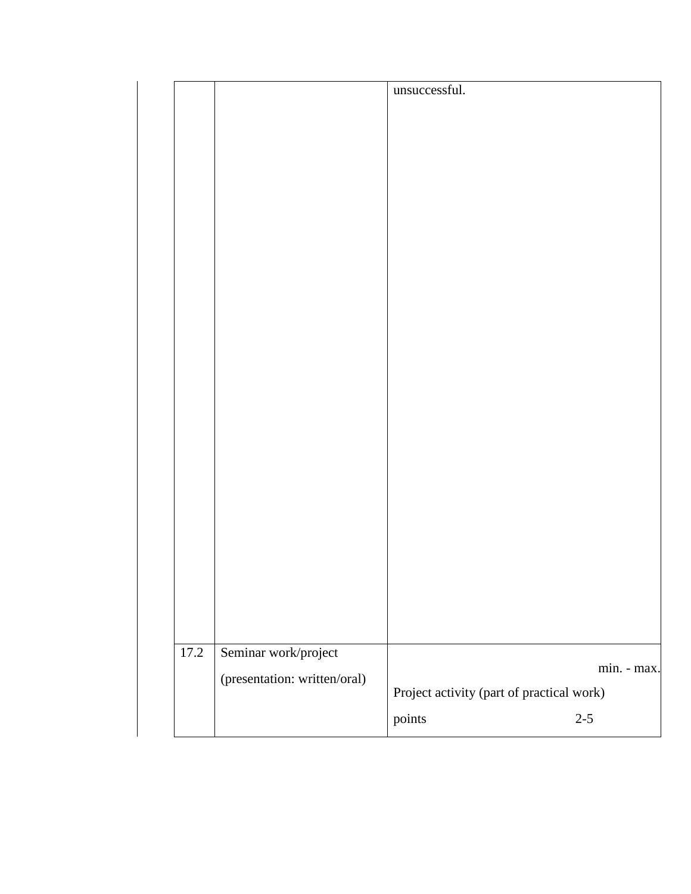| | | |
|---|---|---|
| | | unsuccessful. |
| 17.2 | Seminar work/project (presentation: written/oral) | min. - max. Project activity (part of practical work) points 2-5 |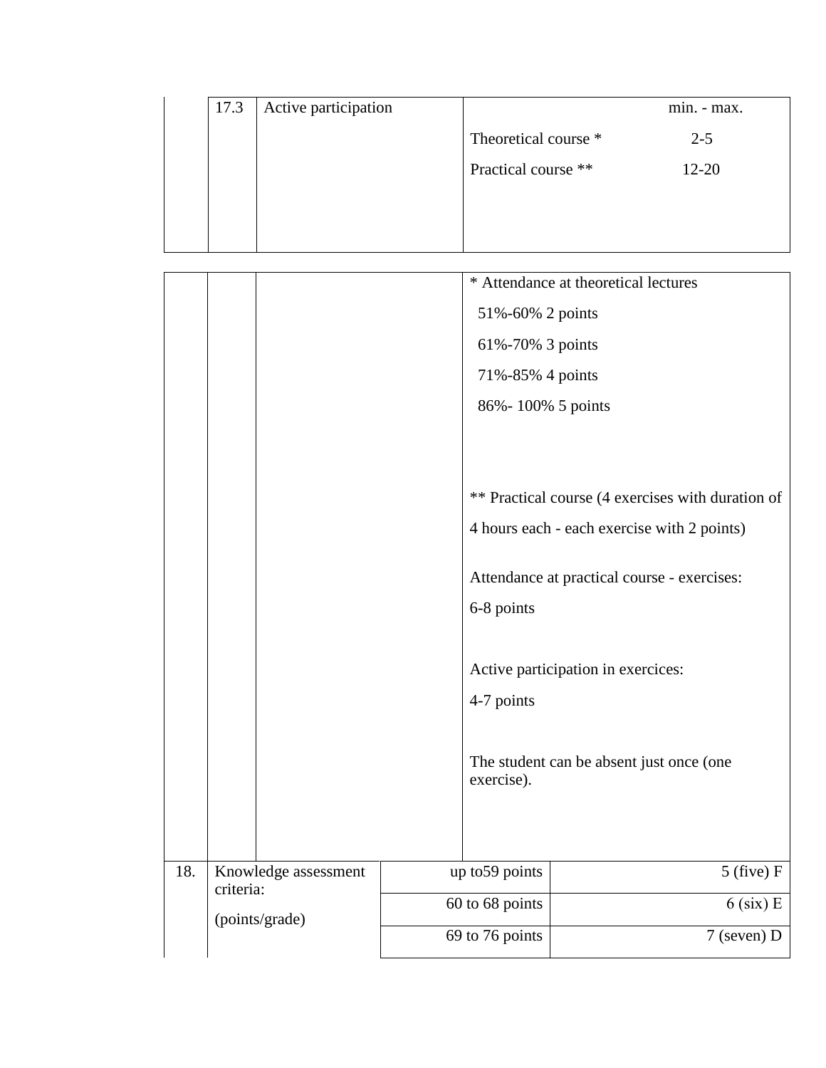| | | | |
|---|---|---|---|
| | 17.3 | Active participation | min. - max.<br><br>Theoretical course * 2-5<br><br>Practical course ** 12-20 |
| | | | * Attendance at theoretical lectures<br><br>51%-60% 2 points<br><br>61%-70% 3 points<br><br>71%-85% 4 points<br><br>86%- 100% 5 points<br><br>** Practical course (4 exercises with duration of 4 hours each - each exercise with 2 points)<br><br>Attendance at practical course - exercises:<br><br>6-8 points<br><br>Active participation in exercices:<br><br>4-7 points<br><br>The student can be absent just once (one exercise). |

| | | | |
|---|---|---|---|
| 18. | Knowledge assessment criteria:<br><br>(points/grade) | up to59 points | 5 (five) F |
| | | 60 to 68 points | 6 (six) E |
| | | 69 to 76 points | 7 (seven) D |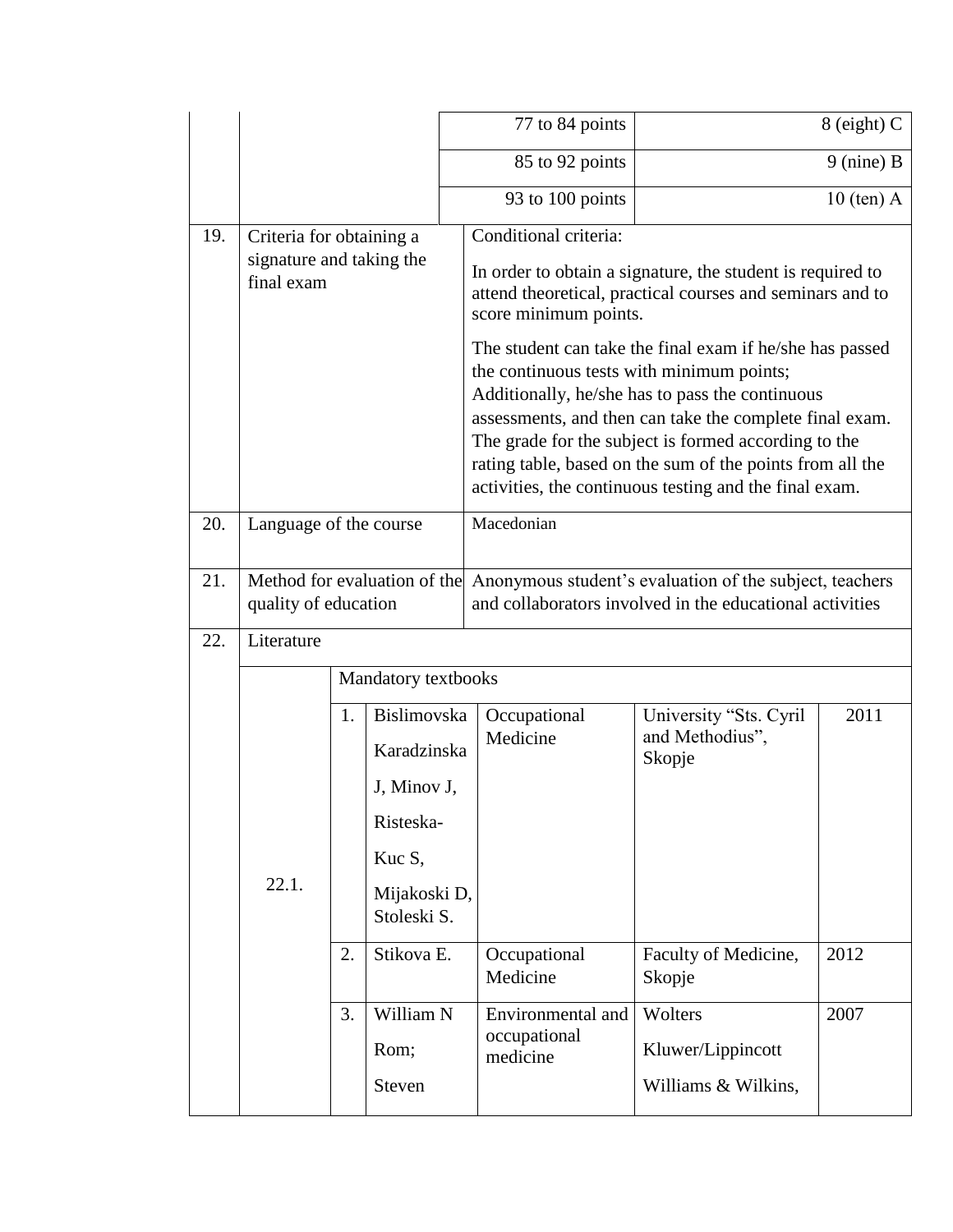| | | | |
|---|---|---|---|
| | | 77 to 84 points | 8 (eight) C |
| | | 85 to 92 points | 9 (nine) B |
| | | 93 to 100 points | 10 (ten) A |
| 19. | Criteria for obtaining a signature and taking the final exam | Conditional criteria:<br>In order to obtain a signature, the student is required to attend theoretical, practical courses and seminars and to score minimum points.<br>The student can take the final exam if he/she has passed the continuous tests with minimum points; Additionally, he/she has to pass the continuous assessments, and then can take the complete final exam. The grade for the subject is formed according to the rating table, based on the sum of the points from all the activities, the continuous testing and the final exam. | |
| 20. | Language of the course | Macedonian | |
| 21. | Method for evaluation of the quality of education | Anonymous student's evaluation of the subject, teachers and collaborators involved in the educational activities | |
| 22. | Literature | | |

| | | | | | | |
|---|---|---|---|---|---|---|
| 22.1. | Mandatory textbooks | | | | | |
| | 1. | Bislimovska Karadzinska J, Minov J, Risteska-Kuc S, Mijakoski D, Stoleski S. | Occupational Medicine | University "Sts. Cyril and Methodius", Skopje | 2011 |
| | 2. | Stikova E. | Occupational Medicine | Faculty of Medicine, Skopje | 2012 |
| | 3. | William N Rom; Steven | Environmental and occupational medicine | Wolters Kluwer/Lippincott Williams & Wilkins, | 2007 |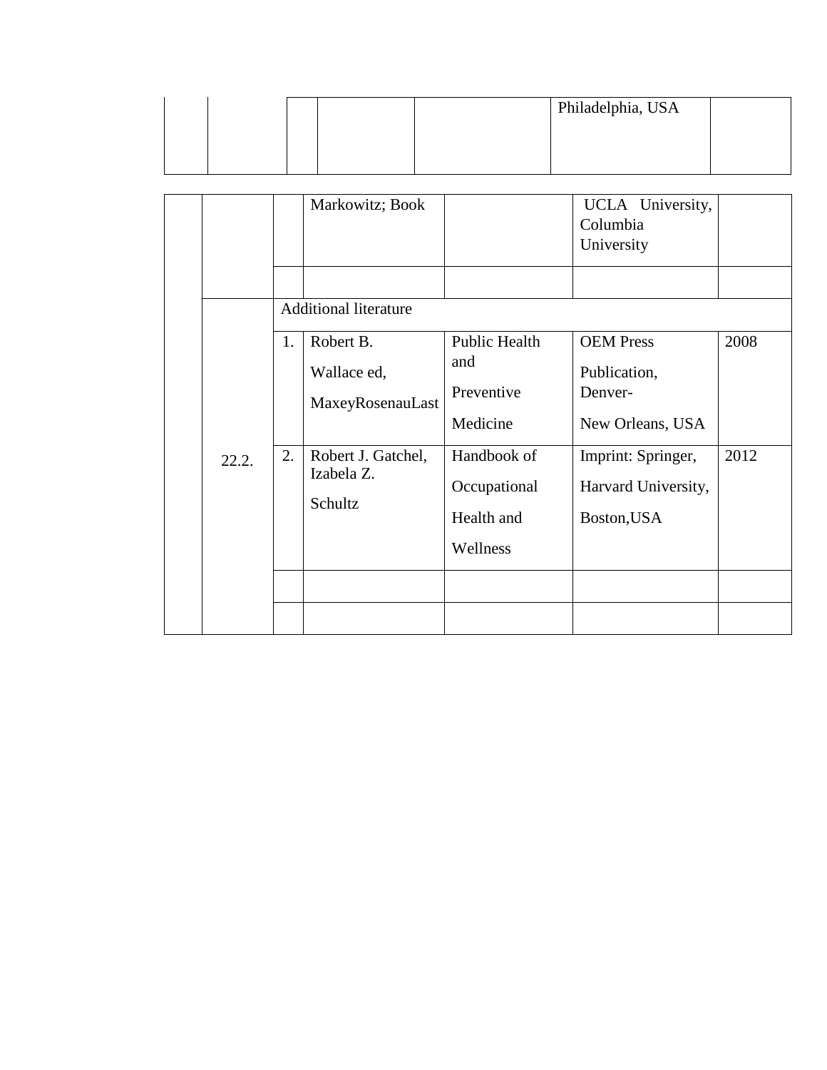| | | | | | | |
|---|---|---|---|---|---|---|
| | | | | | Philadelphia, USA | |
| | | | Markowitz; Book | | UCLA University, Columbia University | |
| | | | | | | |
| | 22.2. | Additional literature | | | | |
| | | 1. | Robert B. Wallace ed, MaxeyRosenauLast | Public Health and Preventive Medicine | OEM Press Publication, Denver- New Orleans, USA | 2008 |
| | | 2. | Robert J. Gatchel, Izabela Z. Schultz | Handbook of Occupational Health and Wellness | Imprint: Springer, Harvard University, Boston,USA | 2012 |
| | | | | | | |
| | | | | | | |